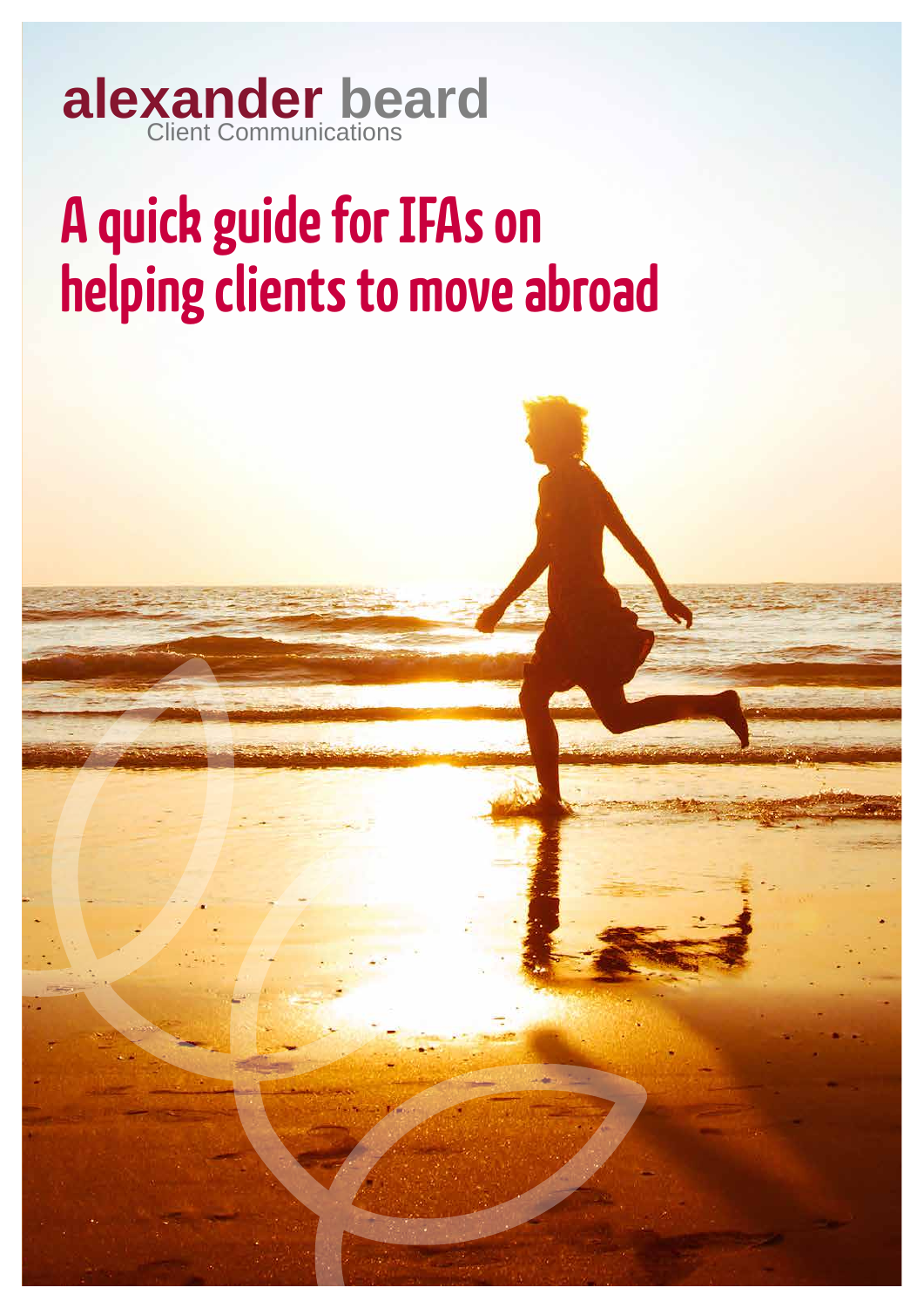alexander beard
Client Communications

# A quick guide for IFAs on helping clients to move abroad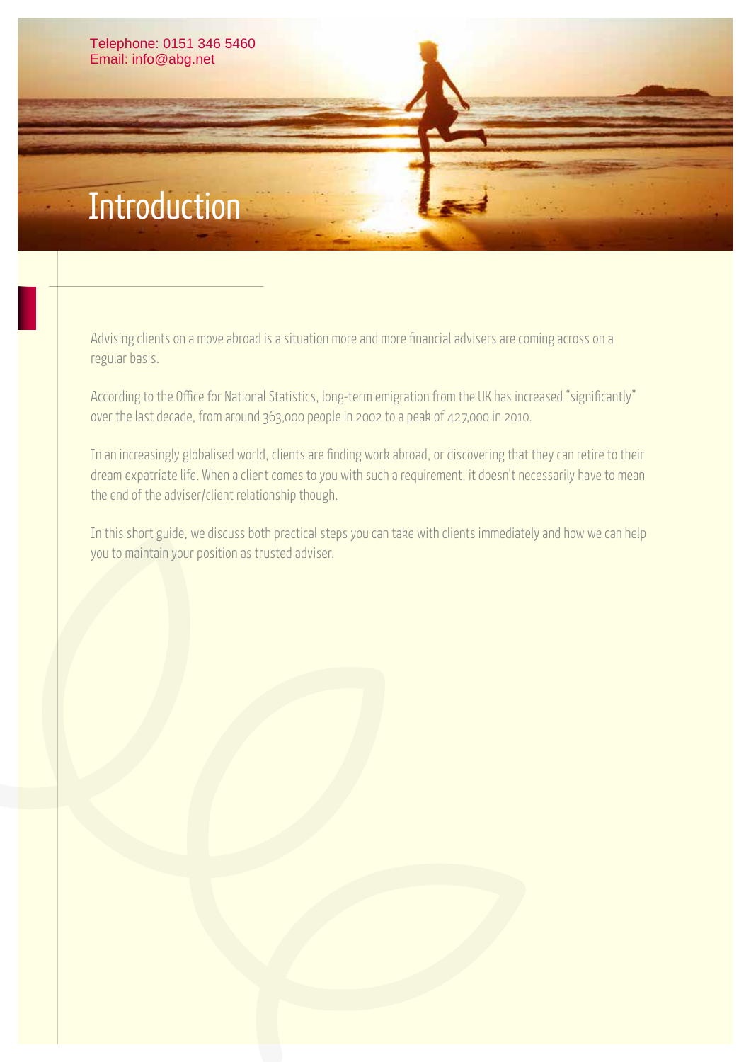Telephone: 0151 346 5460
Email: info@abg.net

# Introduction

Advising clients on a move abroad is a situation more and more financial advisers are coming across on a regular basis.

According to the Office for National Statistics, long-term emigration from the UK has increased "significantly" over the last decade, from around 363,000 people in 2002 to a peak of 427,000 in 2010.

In an increasingly globalised world, clients are finding work abroad, or discovering that they can retire to their dream expatriate life. When a client comes to you with such a requirement, it doesn't necessarily have to mean the end of the adviser/client relationship though.

In this short guide, we discuss both practical steps you can take with clients immediately and how we can help you to maintain your position as trusted adviser.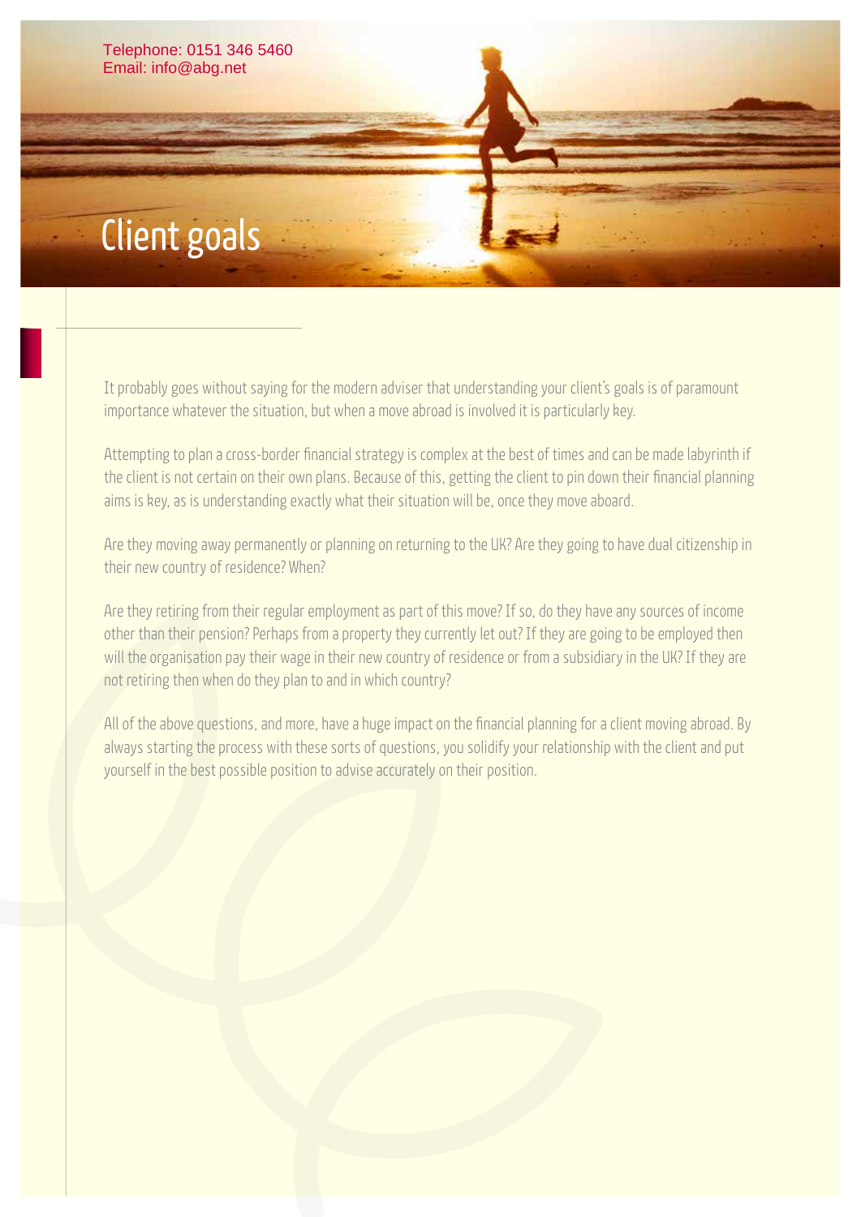Telephone: 0151 346 5460
Email: info@abg.net

# Client goals

It probably goes without saying for the modern adviser that understanding your client's goals is of paramount importance whatever the situation, but when a move abroad is involved it is particularly key.

Attempting to plan a cross-border financial strategy is complex at the best of times and can be made labyrinth if the client is not certain on their own plans. Because of this, getting the client to pin down their financial planning aims is key, as is understanding exactly what their situation will be, once they move aboard.

Are they moving away permanently or planning on returning to the UK? Are they going to have dual citizenship in their new country of residence? When?

Are they retiring from their regular employment as part of this move? If so, do they have any sources of income other than their pension? Perhaps from a property they currently let out? If they are going to be employed then will the organisation pay their wage in their new country of residence or from a subsidiary in the UK? If they are not retiring then when do they plan to and in which country?

All of the above questions, and more, have a huge impact on the financial planning for a client moving abroad. By always starting the process with these sorts of questions, you solidify your relationship with the client and put yourself in the best possible position to advise accurately on their position.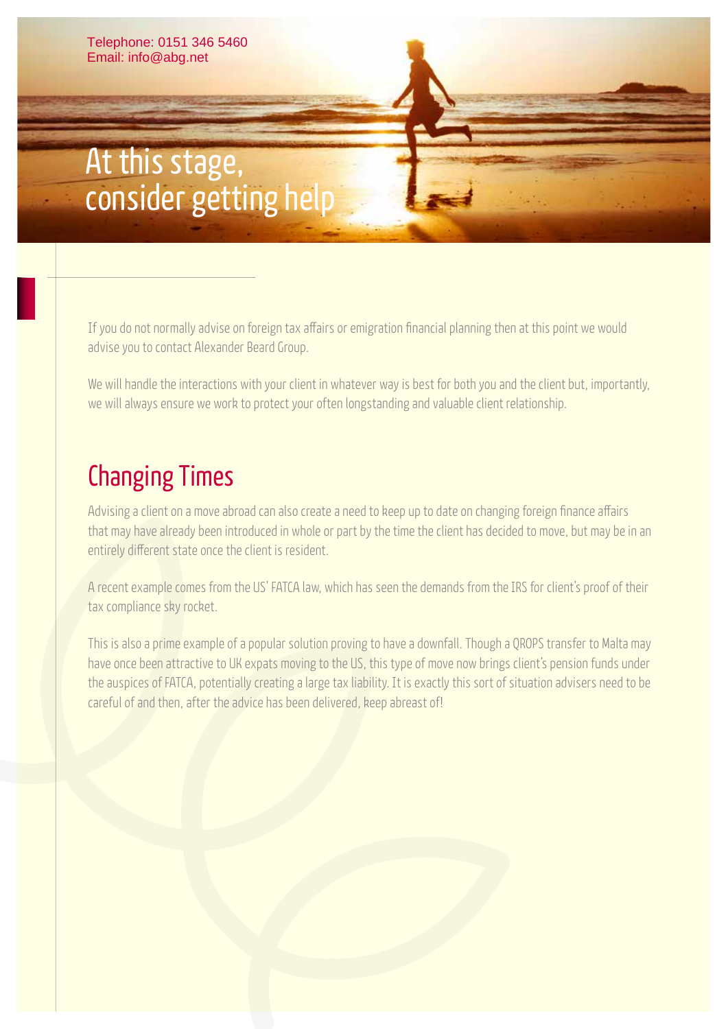Telephone: 0151 346 5460
Email: info@abg.net

# At this stage, consider getting help

If you do not normally advise on foreign tax affairs or emigration financial planning then at this point we would advise you to contact Alexander Beard Group.

We will handle the interactions with your client in whatever way is best for both you and the client but, importantly, we will always ensure we work to protect your often longstanding and valuable client relationship.

## Changing Times

Advising a client on a move abroad can also create a need to keep up to date on changing foreign finance affairs that may have already been introduced in whole or part by the time the client has decided to move, but may be in an entirely different state once the client is resident.

A recent example comes from the US' FATCA law, which has seen the demands from the IRS for client's proof of their tax compliance sky rocket.

This is also a prime example of a popular solution proving to have a downfall. Though a QROPS transfer to Malta may have once been attractive to UK expats moving to the US, this type of move now brings client's pension funds under the auspices of FATCA, potentially creating a large tax liability. It is exactly this sort of situation advisers need to be careful of and then, after the advice has been delivered, keep abreast of!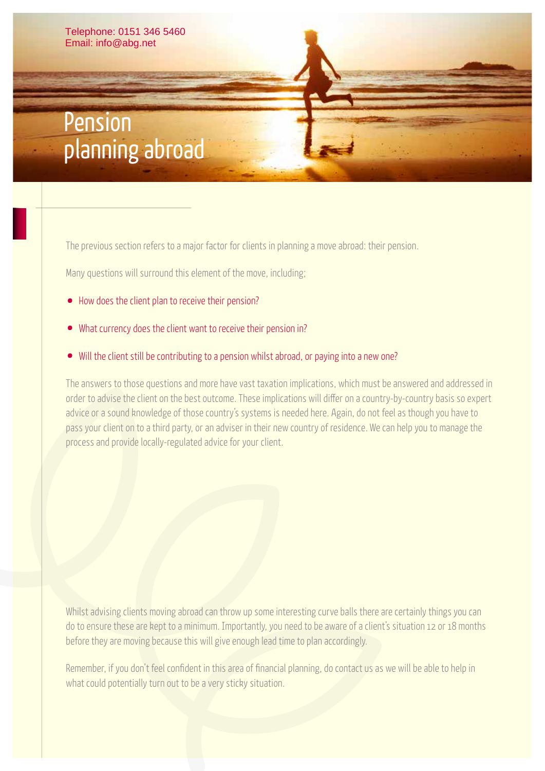Telephone: 0151 346 5460
Email: info@abg.net

# Pension planning abroad

The previous section refers to a major factor for clients in planning a move abroad: their pension.

Many questions will surround this element of the move, including;

- How does the client plan to receive their pension?
- What currency does the client want to receive their pension in?
- Will the client still be contributing to a pension whilst abroad, or paying into a new one?

The answers to those questions and more have vast taxation implications, which must be answered and addressed in order to advise the client on the best outcome. These implications will differ on a country-by-country basis so expert advice or a sound knowledge of those country's systems is needed here. Again, do not feel as though you have to pass your client on to a third party, or an adviser in their new country of residence. We can help you to manage the process and provide locally-regulated advice for your client.

Whilst advising clients moving abroad can throw up some interesting curve balls there are certainly things you can do to ensure these are kept to a minimum. Importantly, you need to be aware of a client's situation 12 or 18 months before they are moving because this will give enough lead time to plan accordingly.

Remember, if you don't feel confident in this area of financial planning, do contact us as we will be able to help in what could potentially turn out to be a very sticky situation.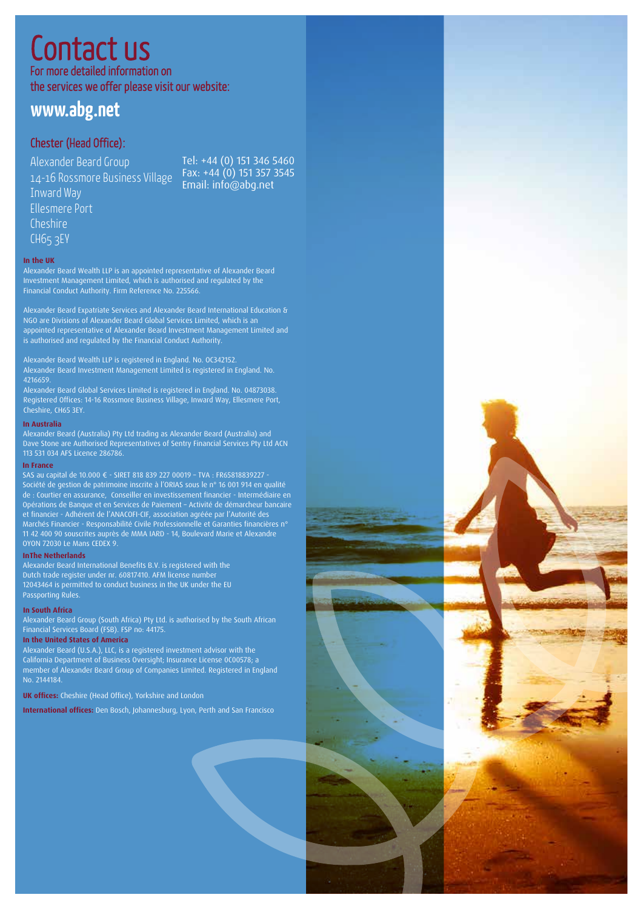# Contact us

For more detailed information on the services we offer please visit our website:

## www.abg.net

### Chester (Head Office):

Alexander Beard Group
14-16 Rossmore Business Village
Inward Way
Ellesmere Port
Cheshire
CH65 3EY

Tel: +44 (0) 151 346 5460
Fax: +44 (0) 151 357 3545
Email: info@abg.net

**In the UK**

Alexander Beard Wealth LLP is an appointed representative of Alexander Beard Investment Management Limited, which is authorised and regulated by the Financial Conduct Authority. Firm Reference No. 225566.

Alexander Beard Expatriate Services and Alexander Beard International Education & NGO are Divisions of Alexander Beard Global Services Limited, which is an appointed representative of Alexander Beard Investment Management Limited and is authorised and regulated by the Financial Conduct Authority.

Alexander Beard Wealth LLP is registered in England. No. OC342152.
Alexander Beard Investment Management Limited is registered in England. No. 4216659.
Alexander Beard Global Services Limited is registered in England. No. 04873038.
Registered Offices: 14-16 Rossmore Business Village, Inward Way, Ellesmere Port, Cheshire, CH65 3EY.

**In Australia**

Alexander Beard (Australia) Pty Ltd trading as Alexander Beard (Australia) and Dave Stone are Authorised Representatives of Sentry Financial Services Pty Ltd ACN 113 531 034 AFS Licence 286786.

**In France**

SAS au capital de 10.000 € - SIRET 818 839 227 00019 – TVA : FR65818839227 - Société de gestion de patrimoine inscrite à l'ORIAS sous le n° 16 001 914 en qualité de : Courtier en assurance, Conseiller en investissement financier - Intermédiaire en Opérations de Banque et en Services de Paiement – Activité de démarcheur bancaire et financier - Adhérent de l'ANACOFI-CIF, association agréée par l'Autorité des Marchés Financier - Responsabilité Civile Professionnelle et Garanties financières n° 11 42 400 90 souscrites auprès de MMA IARD - 14, Boulevard Marie et Alexandre OYON 72030 Le Mans CEDEX 9.

**InThe Netherlands**

Alexander Beard International Benefits B.V. is registered with the Dutch trade register under nr. 60817410. AFM license number 12043464 is permitted to conduct business in the UK under the EU Passporting Rules.

**In South Africa**

Alexander Beard Group (South Africa) Pty Ltd. is authorised by the South African Financial Services Board (FSB). FSP no: 44175.

**In the United States of America**

Alexander Beard (U.S.A.), LLC, is a registered investment advisor with the California Department of Business Oversight; Insurance License 0C00578; a member of Alexander Beard Group of Companies Limited. Registered in England No. 2144184.

**UK offices:** Cheshire (Head Office), Yorkshire and London

**International offices:** Den Bosch, Johannesburg, Lyon, Perth and San Francisco